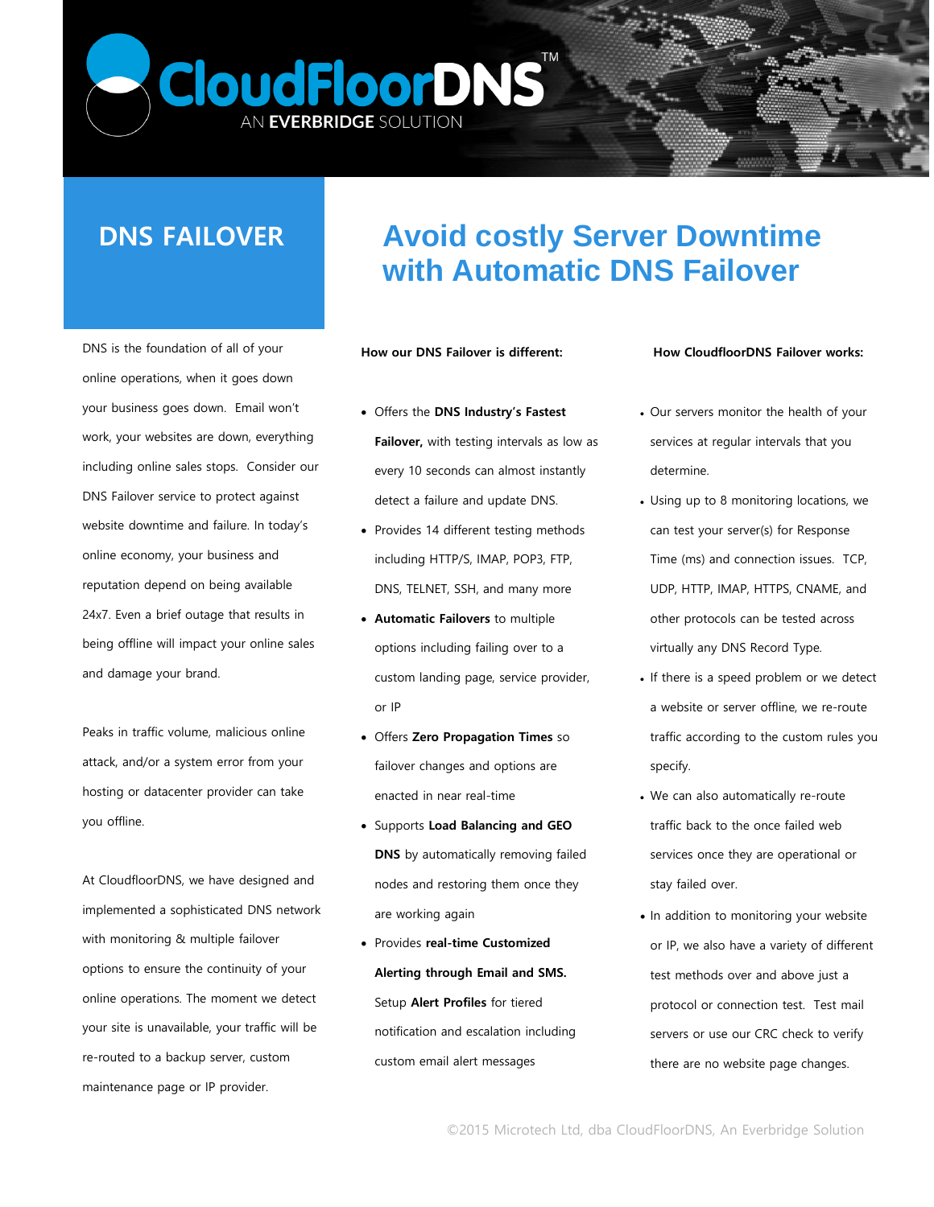CloudFloorDNS™

AN EVERBRIDGE SOLUTION

# DNS FAILOVER

# Avoid costly Server Downtime with Automatic DNS Failover

DNS is the foundation of all of your online operations, when it goes down your business goes down. Email won't work, your websites are down, everything including online sales stops. Consider our DNS Failover service to protect against website downtime and failure. In today's online economy, your business and reputation depend on being available 24x7. Even a brief outage that results in being offline will impact your online sales and damage your brand.

Peaks in traffic volume, malicious online attack, and/or a system error from your hosting or datacenter provider can take you offline.

At CloudfloorDNS, we have designed and implemented a sophisticated DNS network with monitoring & multiple failover options to ensure the continuity of your online operations. The moment we detect your site is unavailable, your traffic will be re-routed to a backup server, custom maintenance page or IP provider.

**How our DNS Failover is different:**

- Offers the **DNS Industry's Fastest Failover,** with testing intervals as low as every 10 seconds can almost instantly detect a failure and update DNS.
- Provides 14 different testing methods including HTTP/S, IMAP, POP3, FTP, DNS, TELNET, SSH, and many more
- **Automatic Failovers** to multiple options including failing over to a custom landing page, service provider, or IP
- Offers **Zero Propagation Times** so failover changes and options are enacted in near real-time
- Supports **Load Balancing and GEO DNS** by automatically removing failed nodes and restoring them once they are working again
- Provides **real-time Customized Alerting through Email and SMS.** Setup **Alert Profiles** for tiered notification and escalation including custom email alert messages

**How CloudfloorDNS Failover works:**

- Our servers monitor the health of your services at regular intervals that you determine.
- Using up to 8 monitoring locations, we can test your server(s) for Response Time (ms) and connection issues. TCP, UDP, HTTP, IMAP, HTTPS, CNAME, and other protocols can be tested across virtually any DNS Record Type.
- If there is a speed problem or we detect a website or server offline, we re-route traffic according to the custom rules you specify.
- We can also automatically re-route traffic back to the once failed web services once they are operational or stay failed over.
- In addition to monitoring your website or IP, we also have a variety of different test methods over and above just a protocol or connection test. Test mail servers or use our CRC check to verify there are no website page changes.

©2015 Microtech Ltd, dba CloudFloorDNS, An Everbridge Solution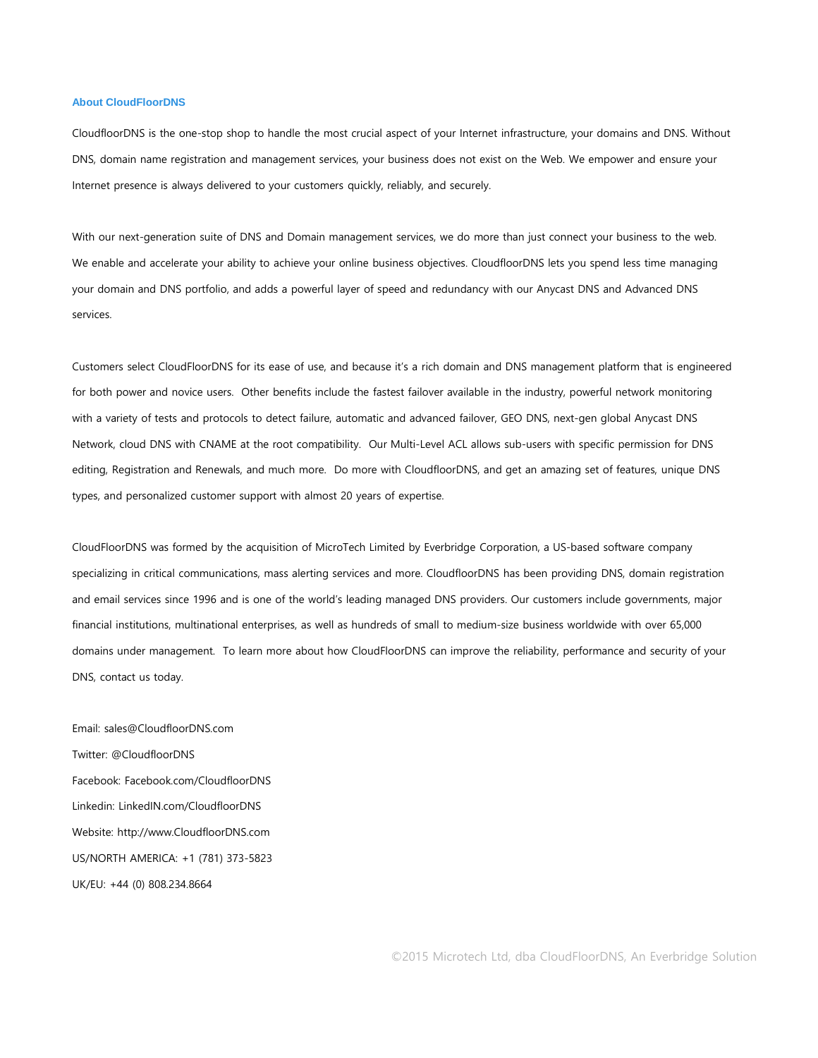## About CloudFloorDNS

CloudfloorDNS is the one-stop shop to handle the most crucial aspect of your Internet infrastructure, your domains and DNS. Without DNS, domain name registration and management services, your business does not exist on the Web. We empower and ensure your Internet presence is always delivered to your customers quickly, reliably, and securely.

With our next-generation suite of DNS and Domain management services, we do more than just connect your business to the web. We enable and accelerate your ability to achieve your online business objectives. CloudfloorDNS lets you spend less time managing your domain and DNS portfolio, and adds a powerful layer of speed and redundancy with our Anycast DNS and Advanced DNS services.

Customers select CloudFloorDNS for its ease of use, and because it's a rich domain and DNS management platform that is engineered for both power and novice users. Other benefits include the fastest failover available in the industry, powerful network monitoring with a variety of tests and protocols to detect failure, automatic and advanced failover, GEO DNS, next-gen global Anycast DNS Network, cloud DNS with CNAME at the root compatibility. Our Multi-Level ACL allows sub-users with specific permission for DNS editing, Registration and Renewals, and much more. Do more with CloudfloorDNS, and get an amazing set of features, unique DNS types, and personalized customer support with almost 20 years of expertise.

CloudFloorDNS was formed by the acquisition of MicroTech Limited by Everbridge Corporation, a US-based software company specializing in critical communications, mass alerting services and more. CloudfloorDNS has been providing DNS, domain registration and email services since 1996 and is one of the world's leading managed DNS providers. Our customers include governments, major financial institutions, multinational enterprises, as well as hundreds of small to medium-size business worldwide with over 65,000 domains under management. To learn more about how CloudFloorDNS can improve the reliability, performance and security of your DNS, contact us today.

Email: sales@CloudfloorDNS.com

Twitter: @CloudfloorDNS

Facebook: Facebook.com/CloudfloorDNS

Linkedin: LinkedIN.com/CloudfloorDNS

Website: http://www.CloudfloorDNS.com

US/NORTH AMERICA: +1 (781) 373-5823

UK/EU: +44 (0) 808.234.8664

©2015 Microtech Ltd, dba CloudFloorDNS, An Everbridge Solution